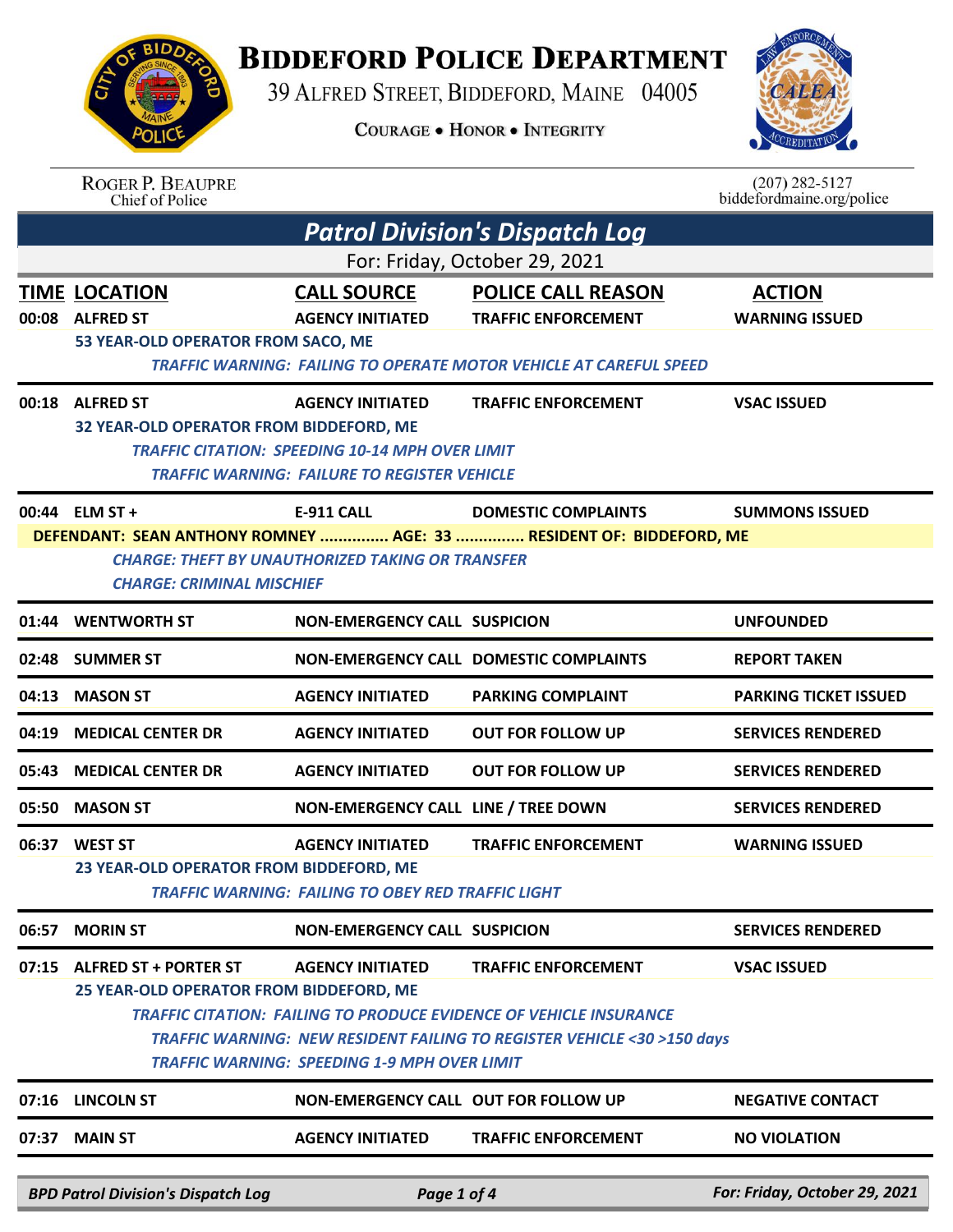# BIDDEFORD POLICE DEPARTMENT

39 ALFRED STREET, BIDDEFORD, MAINE 04005

COURAGE • HONOR • INTEGRITY

ROGER P. BEAUPRE
Chief of Police

(207) 282-5127
biddefordmaine.org/police

## *Patrol Division's Dispatch Log*

For: Friday, October 29, 2021

| TIME | LOCATION | CALL SOURCE | POLICE CALL REASON | ACTION |
|---|---|---|---|---|
| 00:08 | ALFRED ST | AGENCY INITIATED | TRAFFIC ENFORCEMENT | WARNING ISSUED |

53 YEAR-OLD OPERATOR FROM SACO, ME

*TRAFFIC WARNING: FAILING TO OPERATE MOTOR VEHICLE AT CAREFUL SPEED*

| TIME | LOCATION | CALL SOURCE | POLICE CALL REASON | ACTION |
|---|---|---|---|---|
| 00:18 | ALFRED ST | AGENCY INITIATED | TRAFFIC ENFORCEMENT | VSAC ISSUED |

32 YEAR-OLD OPERATOR FROM BIDDEFORD, ME

*TRAFFIC CITATION: SPEEDING 10-14 MPH OVER LIMIT*

*TRAFFIC WARNING: FAILURE TO REGISTER VEHICLE*

| TIME | LOCATION | CALL SOURCE | POLICE CALL REASON | ACTION |
|---|---|---|---|---|
| 00:44 | ELM ST + | E-911 CALL | DOMESTIC COMPLAINTS | SUMMONS ISSUED |

DEFENDANT: SEAN ANTHONY ROMNEY ............... AGE: 33 ............... RESIDENT OF: BIDDEFORD, ME

*CHARGE: THEFT BY UNAUTHORIZED TAKING OR TRANSFER*

*CHARGE: CRIMINAL MISCHIEF*

| TIME | LOCATION | CALL SOURCE | POLICE CALL REASON | ACTION |
|---|---|---|---|---|
| 01:44 | WENTWORTH ST | NON-EMERGENCY CALL | SUSPICION | UNFOUNDED |
| 02:48 | SUMMER ST | NON-EMERGENCY CALL | DOMESTIC COMPLAINTS | REPORT TAKEN |
| 04:13 | MASON ST | AGENCY INITIATED | PARKING COMPLAINT | PARKING TICKET ISSUED |
| 04:19 | MEDICAL CENTER DR | AGENCY INITIATED | OUT FOR FOLLOW UP | SERVICES RENDERED |
| 05:43 | MEDICAL CENTER DR | AGENCY INITIATED | OUT FOR FOLLOW UP | SERVICES RENDERED |
| 05:50 | MASON ST | NON-EMERGENCY CALL | LINE / TREE DOWN | SERVICES RENDERED |
| 06:37 | WEST ST | AGENCY INITIATED | TRAFFIC ENFORCEMENT | WARNING ISSUED |

23 YEAR-OLD OPERATOR FROM BIDDEFORD, ME

*TRAFFIC WARNING: FAILING TO OBEY RED TRAFFIC LIGHT*

| TIME | LOCATION | CALL SOURCE | POLICE CALL REASON | ACTION |
|---|---|---|---|---|
| 06:57 | MORIN ST | NON-EMERGENCY CALL | SUSPICION | SERVICES RENDERED |
| 07:15 | ALFRED ST + PORTER ST | AGENCY INITIATED | TRAFFIC ENFORCEMENT | VSAC ISSUED |

25 YEAR-OLD OPERATOR FROM BIDDEFORD, ME

*TRAFFIC CITATION: FAILING TO PRODUCE EVIDENCE OF VEHICLE INSURANCE*

*TRAFFIC WARNING: NEW RESIDENT FAILING TO REGISTER VEHICLE <30 >150 days*

*TRAFFIC WARNING: SPEEDING 1-9 MPH OVER LIMIT*

| TIME | LOCATION | CALL SOURCE | POLICE CALL REASON | ACTION |
|---|---|---|---|---|
| 07:16 | LINCOLN ST | NON-EMERGENCY CALL | OUT FOR FOLLOW UP | NEGATIVE CONTACT |
| 07:37 | MAIN ST | AGENCY INITIATED | TRAFFIC ENFORCEMENT | NO VIOLATION |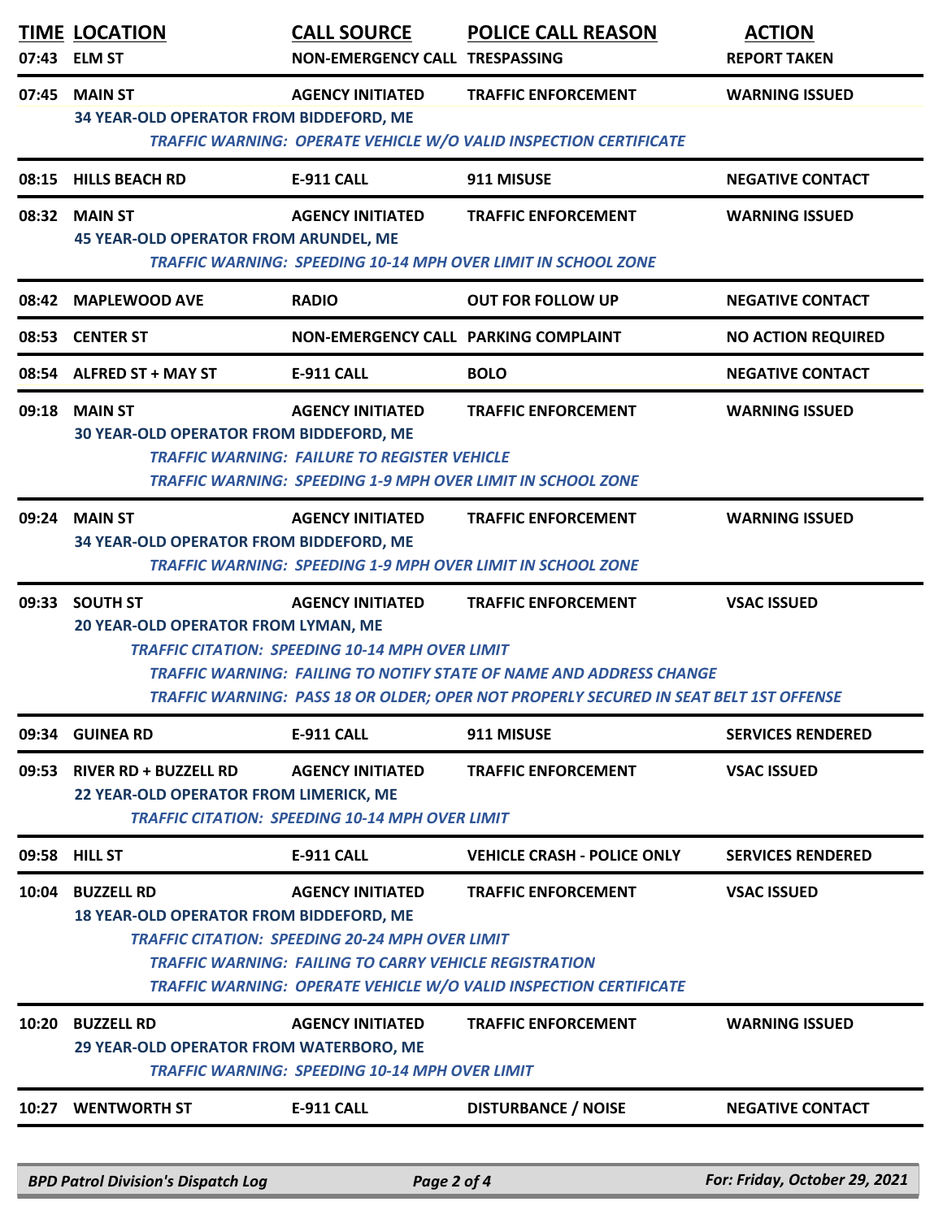| TIME | LOCATION | CALL SOURCE | POLICE CALL REASON | ACTION |
|---|---|---|---|---|
| 07:43 | ELM ST | NON-EMERGENCY CALL | TRESPASSING | REPORT TAKEN |
| 07:45 | MAIN ST | AGENCY INITIATED | TRAFFIC ENFORCEMENT | WARNING ISSUED |
| | 34 YEAR-OLD OPERATOR FROM BIDDEFORD, ME | | | |
| | | | *TRAFFIC WARNING: OPERATE VEHICLE W/O VALID INSPECTION CERTIFICATE* | |
| 08:15 | HILLS BEACH RD | E-911 CALL | 911 MISUSE | NEGATIVE CONTACT |
| 08:32 | MAIN ST | AGENCY INITIATED | TRAFFIC ENFORCEMENT | WARNING ISSUED |
| | 45 YEAR-OLD OPERATOR FROM ARUNDEL, ME | | | |
| | | | *TRAFFIC WARNING: SPEEDING 10-14 MPH OVER LIMIT IN SCHOOL ZONE* | |
| 08:42 | MAPLEWOOD AVE | RADIO | OUT FOR FOLLOW UP | NEGATIVE CONTACT |
| 08:53 | CENTER ST | NON-EMERGENCY CALL | PARKING COMPLAINT | NO ACTION REQUIRED |
| 08:54 | ALFRED ST + MAY ST | E-911 CALL | BOLO | NEGATIVE CONTACT |
| 09:18 | MAIN ST | AGENCY INITIATED | TRAFFIC ENFORCEMENT | WARNING ISSUED |
| | 30 YEAR-OLD OPERATOR FROM BIDDEFORD, ME | | | |
| | | *TRAFFIC WARNING: FAILURE TO REGISTER VEHICLE* | | |
| | | *TRAFFIC WARNING: SPEEDING 1-9 MPH OVER LIMIT IN SCHOOL ZONE* | | |
| 09:24 | MAIN ST | AGENCY INITIATED | TRAFFIC ENFORCEMENT | WARNING ISSUED |
| | 34 YEAR-OLD OPERATOR FROM BIDDEFORD, ME | | | |
| | | *TRAFFIC WARNING: SPEEDING 1-9 MPH OVER LIMIT IN SCHOOL ZONE* | | |
| 09:33 | SOUTH ST | AGENCY INITIATED | TRAFFIC ENFORCEMENT | VSAC ISSUED |
| | 20 YEAR-OLD OPERATOR FROM LYMAN, ME | | | |
| | *TRAFFIC CITATION: SPEEDING 10-14 MPH OVER LIMIT* | | | |
| | | *TRAFFIC WARNING: FAILING TO NOTIFY STATE OF NAME AND ADDRESS CHANGE* | | |
| | | *TRAFFIC WARNING: PASS 18 OR OLDER; OPER NOT PROPERLY SECURED IN SEAT BELT 1ST OFFENSE* | | |
| 09:34 | GUINEA RD | E-911 CALL | 911 MISUSE | SERVICES RENDERED |
| 09:53 | RIVER RD + BUZZELL RD | AGENCY INITIATED | TRAFFIC ENFORCEMENT | VSAC ISSUED |
| | 22 YEAR-OLD OPERATOR FROM LIMERICK, ME | | | |
| | *TRAFFIC CITATION: SPEEDING 10-14 MPH OVER LIMIT* | | | |
| 09:58 | HILL ST | E-911 CALL | VEHICLE CRASH - POLICE ONLY | SERVICES RENDERED |
| 10:04 | BUZZELL RD | AGENCY INITIATED | TRAFFIC ENFORCEMENT | VSAC ISSUED |
| | 18 YEAR-OLD OPERATOR FROM BIDDEFORD, ME | | | |
| | *TRAFFIC CITATION: SPEEDING 20-24 MPH OVER LIMIT* | | | |
| | | *TRAFFIC WARNING: FAILING TO CARRY VEHICLE REGISTRATION* | | |
| | | | *TRAFFIC WARNING: OPERATE VEHICLE W/O VALID INSPECTION CERTIFICATE* | |
| 10:20 | BUZZELL RD | AGENCY INITIATED | TRAFFIC ENFORCEMENT | WARNING ISSUED |
| | 29 YEAR-OLD OPERATOR FROM WATERBORO, ME | | | |
| | | *TRAFFIC WARNING: SPEEDING 10-14 MPH OVER LIMIT* | | |
| 10:27 | WENTWORTH ST | E-911 CALL | DISTURBANCE / NOISE | NEGATIVE CONTACT |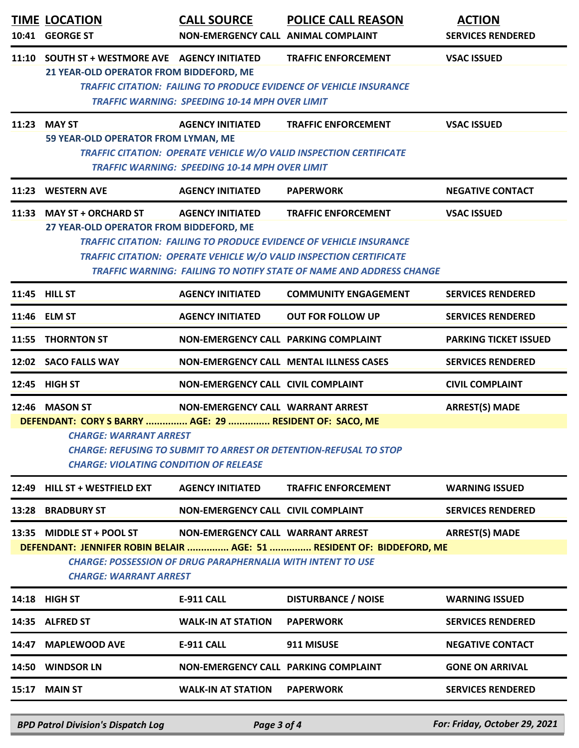| TIME | LOCATION | CALL SOURCE | POLICE CALL REASON | ACTION |
|---|---|---|---|---|
| 10:41 | GEORGE ST | NON-EMERGENCY CALL | ANIMAL COMPLAINT | SERVICES RENDERED |
| 11:10 | SOUTH ST + WESTMORE AVE | AGENCY INITIATED | TRAFFIC ENFORCEMENT | VSAC ISSUED |

21 YEAR-OLD OPERATOR FROM BIDDEFORD, ME

*TRAFFIC CITATION: FAILING TO PRODUCE EVIDENCE OF VEHICLE INSURANCE*
*TRAFFIC WARNING: SPEEDING 10-14 MPH OVER LIMIT*

| TIME | LOCATION | CALL SOURCE | POLICE CALL REASON | ACTION |
|---|---|---|---|---|
| 11:23 | MAY ST | AGENCY INITIATED | TRAFFIC ENFORCEMENT | VSAC ISSUED |

59 YEAR-OLD OPERATOR FROM LYMAN, ME

*TRAFFIC CITATION: OPERATE VEHICLE W/O VALID INSPECTION CERTIFICATE*
*TRAFFIC WARNING: SPEEDING 10-14 MPH OVER LIMIT*

| TIME | LOCATION | CALL SOURCE | POLICE CALL REASON | ACTION |
|---|---|---|---|---|
| 11:23 | WESTERN AVE | AGENCY INITIATED | PAPERWORK | NEGATIVE CONTACT |
| 11:33 | MAY ST + ORCHARD ST | AGENCY INITIATED | TRAFFIC ENFORCEMENT | VSAC ISSUED |

27 YEAR-OLD OPERATOR FROM BIDDEFORD, ME

*TRAFFIC CITATION: FAILING TO PRODUCE EVIDENCE OF VEHICLE INSURANCE*
*TRAFFIC CITATION: OPERATE VEHICLE W/O VALID INSPECTION CERTIFICATE*
*TRAFFIC WARNING: FAILING TO NOTIFY STATE OF NAME AND ADDRESS CHANGE*

| TIME | LOCATION | CALL SOURCE | POLICE CALL REASON | ACTION |
|---|---|---|---|---|
| 11:45 | HILL ST | AGENCY INITIATED | COMMUNITY ENGAGEMENT | SERVICES RENDERED |
| 11:46 | ELM ST | AGENCY INITIATED | OUT FOR FOLLOW UP | SERVICES RENDERED |
| 11:55 | THORNTON ST | NON-EMERGENCY CALL | PARKING COMPLAINT | PARKING TICKET ISSUED |
| 12:02 | SACO FALLS WAY | NON-EMERGENCY CALL | MENTAL ILLNESS CASES | SERVICES RENDERED |
| 12:45 | HIGH ST | NON-EMERGENCY CALL | CIVIL COMPLAINT | CIVIL COMPLAINT |
| 12:46 | MASON ST | NON-EMERGENCY CALL | WARRANT ARREST | ARREST(S) MADE |

DEFENDANT: CORY S BARRY ............... AGE: 29 ............... RESIDENT OF: SACO, ME

*CHARGE: WARRANT ARREST*
*CHARGE: REFUSING TO SUBMIT TO ARREST OR DETENTION-REFUSAL TO STOP*
*CHARGE: VIOLATING CONDITION OF RELEASE*

| TIME | LOCATION | CALL SOURCE | POLICE CALL REASON | ACTION |
|---|---|---|---|---|
| 12:49 | HILL ST + WESTFIELD EXT | AGENCY INITIATED | TRAFFIC ENFORCEMENT | WARNING ISSUED |
| 13:28 | BRADBURY ST | NON-EMERGENCY CALL | CIVIL COMPLAINT | SERVICES RENDERED |
| 13:35 | MIDDLE ST + POOL ST | NON-EMERGENCY CALL | WARRANT ARREST | ARREST(S) MADE |

DEFENDANT: JENNIFER ROBIN BELAIR ............... AGE: 51 ............... RESIDENT OF: BIDDEFORD, ME

*CHARGE: POSSESSION OF DRUG PARAPHERNALIA WITH INTENT TO USE*
*CHARGE: WARRANT ARREST*

| TIME | LOCATION | CALL SOURCE | POLICE CALL REASON | ACTION |
|---|---|---|---|---|
| 14:18 | HIGH ST | E-911 CALL | DISTURBANCE / NOISE | WARNING ISSUED |
| 14:35 | ALFRED ST | WALK-IN AT STATION | PAPERWORK | SERVICES RENDERED |
| 14:47 | MAPLEWOOD AVE | E-911 CALL | 911 MISUSE | NEGATIVE CONTACT |
| 14:50 | WINDSOR LN | NON-EMERGENCY CALL | PARKING COMPLAINT | GONE ON ARRIVAL |
| 15:17 | MAIN ST | WALK-IN AT STATION | PAPERWORK | SERVICES RENDERED |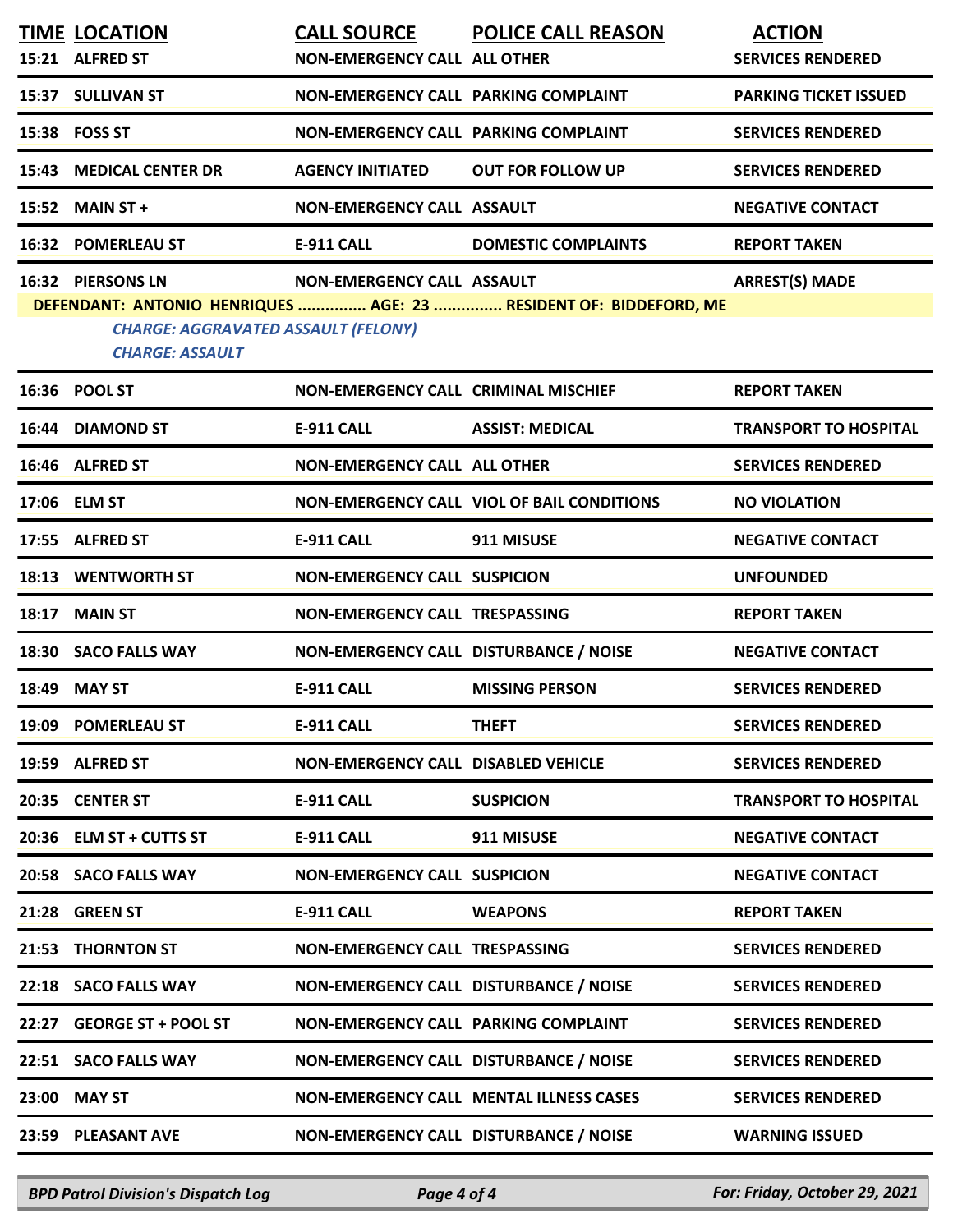| TIME | LOCATION | CALL SOURCE | POLICE CALL REASON | ACTION |
|---|---|---|---|---|
| 15:21 | ALFRED ST | NON-EMERGENCY CALL | ALL OTHER | SERVICES RENDERED |
| 15:37 | SULLIVAN ST | NON-EMERGENCY CALL | PARKING COMPLAINT | PARKING TICKET ISSUED |
| 15:38 | FOSS ST | NON-EMERGENCY CALL | PARKING COMPLAINT | SERVICES RENDERED |
| 15:43 | MEDICAL CENTER DR | AGENCY INITIATED | OUT FOR FOLLOW UP | SERVICES RENDERED |
| 15:52 | MAIN ST + | NON-EMERGENCY CALL | ASSAULT | NEGATIVE CONTACT |
| 16:32 | POMERLEAU ST | E-911 CALL | DOMESTIC COMPLAINTS | REPORT TAKEN |
| 16:32 | PIERSONS LN | NON-EMERGENCY CALL | ASSAULT | ARREST(S) MADE |
| DEFENDANT: ANTONIO HENRIQUES ............... AGE: 23 ............... RESIDENT OF: BIDDEFORD, ME | | | | |
| | *CHARGE: AGGRAVATED ASSAULT (FELONY)* | | | |
| | *CHARGE: ASSAULT* | | | |
| 16:36 | POOL ST | NON-EMERGENCY CALL | CRIMINAL MISCHIEF | REPORT TAKEN |
| 16:44 | DIAMOND ST | E-911 CALL | ASSIST: MEDICAL | TRANSPORT TO HOSPITAL |
| 16:46 | ALFRED ST | NON-EMERGENCY CALL | ALL OTHER | SERVICES RENDERED |
| 17:06 | ELM ST | NON-EMERGENCY CALL | VIOL OF BAIL CONDITIONS | NO VIOLATION |
| 17:55 | ALFRED ST | E-911 CALL | 911 MISUSE | NEGATIVE CONTACT |
| 18:13 | WENTWORTH ST | NON-EMERGENCY CALL | SUSPICION | UNFOUNDED |
| 18:17 | MAIN ST | NON-EMERGENCY CALL | TRESPASSING | REPORT TAKEN |
| 18:30 | SACO FALLS WAY | NON-EMERGENCY CALL | DISTURBANCE / NOISE | NEGATIVE CONTACT |
| 18:49 | MAY ST | E-911 CALL | MISSING PERSON | SERVICES RENDERED |
| 19:09 | POMERLEAU ST | E-911 CALL | THEFT | SERVICES RENDERED |
| 19:59 | ALFRED ST | NON-EMERGENCY CALL | DISABLED VEHICLE | SERVICES RENDERED |
| 20:35 | CENTER ST | E-911 CALL | SUSPICION | TRANSPORT TO HOSPITAL |
| 20:36 | ELM ST + CUTTS ST | E-911 CALL | 911 MISUSE | NEGATIVE CONTACT |
| 20:58 | SACO FALLS WAY | NON-EMERGENCY CALL | SUSPICION | NEGATIVE CONTACT |
| 21:28 | GREEN ST | E-911 CALL | WEAPONS | REPORT TAKEN |
| 21:53 | THORNTON ST | NON-EMERGENCY CALL | TRESPASSING | SERVICES RENDERED |
| 22:18 | SACO FALLS WAY | NON-EMERGENCY CALL | DISTURBANCE / NOISE | SERVICES RENDERED |
| 22:27 | GEORGE ST + POOL ST | NON-EMERGENCY CALL | PARKING COMPLAINT | SERVICES RENDERED |
| 22:51 | SACO FALLS WAY | NON-EMERGENCY CALL | DISTURBANCE / NOISE | SERVICES RENDERED |
| 23:00 | MAY ST | NON-EMERGENCY CALL | MENTAL ILLNESS CASES | SERVICES RENDERED |
| 23:59 | PLEASANT AVE | NON-EMERGENCY CALL | DISTURBANCE / NOISE | WARNING ISSUED |